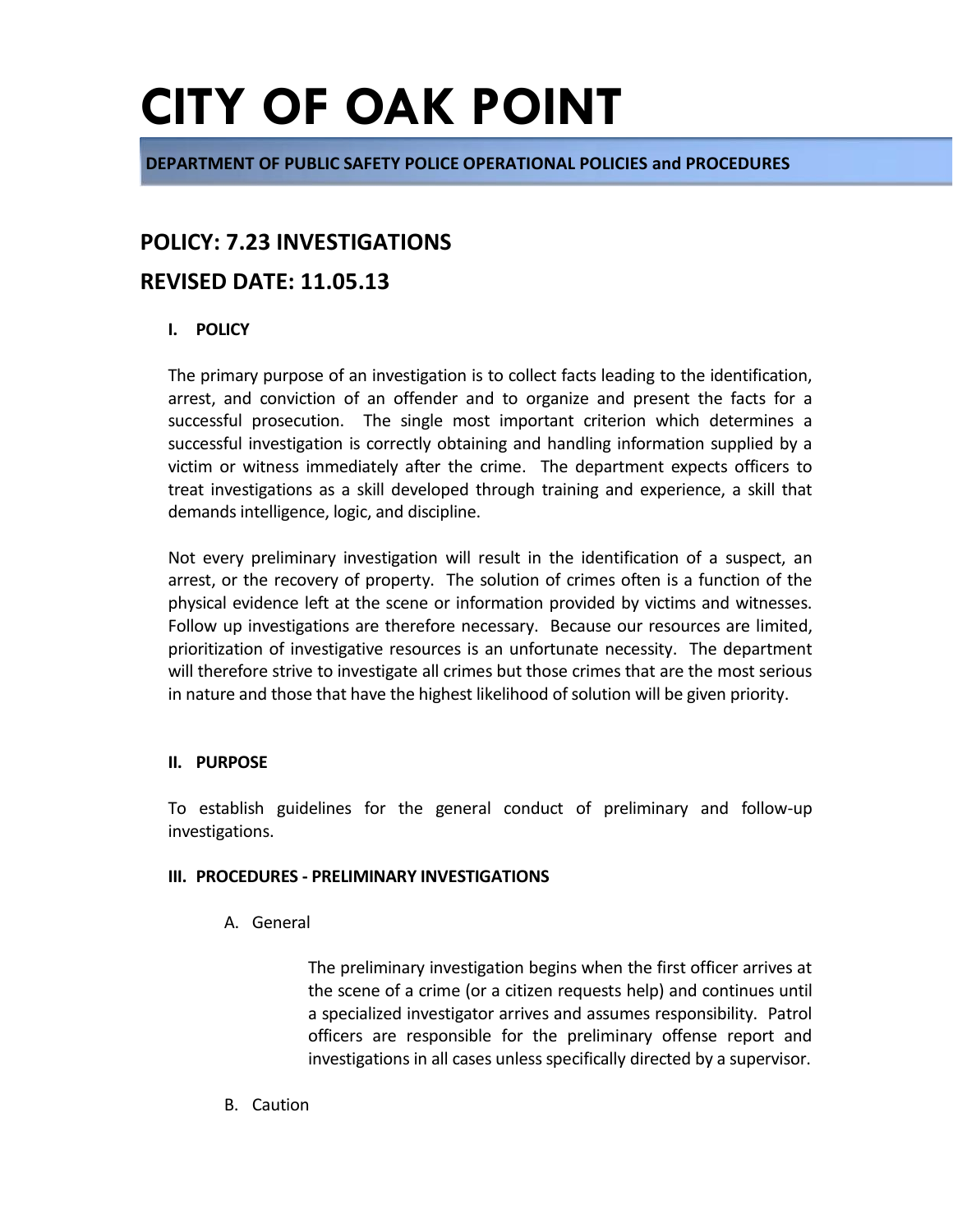# CITY OF OAK POINT

**DEPARTMENT OF PUBLIC SAFETY POLICE OPERATIONAL POLICIES and PROCEDURES**

## POLICY: 7.23 INVESTIGATIONS

## REVISED DATE: 11.05.13

### I. POLICY

The primary purpose of an investigation is to collect facts leading to the identification, arrest, and conviction of an offender and to organize and present the facts for a successful prosecution. The single most important criterion which determines a successful investigation is correctly obtaining and handling information supplied by a victim or witness immediately after the crime. The department expects officers to treat investigations as a skill developed through training and experience, a skill that demands intelligence, logic, and discipline.

Not every preliminary investigation will result in the identification of a suspect, an arrest, or the recovery of property. The solution of crimes often is a function of the physical evidence left at the scene or information provided by victims and witnesses. Follow up investigations are therefore necessary. Because our resources are limited, prioritization of investigative resources is an unfortunate necessity. The department will therefore strive to investigate all crimes but those crimes that are the most serious in nature and those that have the highest likelihood of solution will be given priority.

### II. PURPOSE

To establish guidelines for the general conduct of preliminary and follow-up investigations.

### III. PROCEDURES - PRELIMINARY INVESTIGATIONS

A. General

The preliminary investigation begins when the first officer arrives at the scene of a crime (or a citizen requests help) and continues until a specialized investigator arrives and assumes responsibility. Patrol officers are responsible for the preliminary offense report and investigations in all cases unless specifically directed by a supervisor.

B. Caution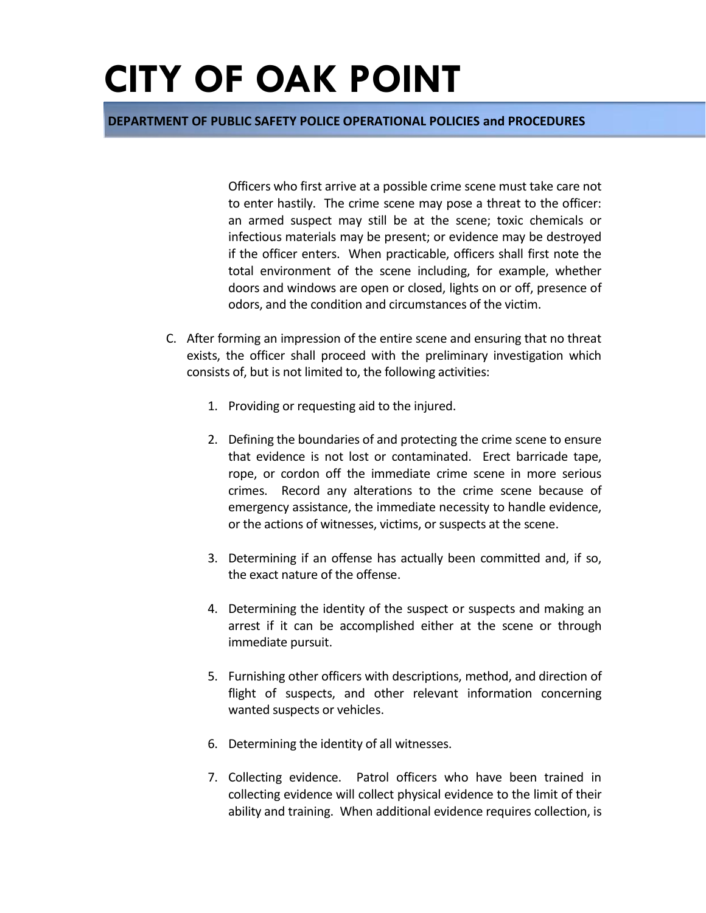Officers who first arrive at a possible crime scene must take care not to enter hastily. The crime scene may pose a threat to the officer: an armed suspect may still be at the scene; toxic chemicals or infectious materials may be present; or evidence may be destroyed if the officer enters. When practicable, officers shall first note the total environment of the scene including, for example, whether doors and windows are open or closed, lights on or off, presence of odors, and the condition and circumstances of the victim.

C. After forming an impression of the entire scene and ensuring that no threat exists, the officer shall proceed with the preliminary investigation which consists of, but is not limited to, the following activities:

1. Providing or requesting aid to the injured.

2. Defining the boundaries of and protecting the crime scene to ensure that evidence is not lost or contaminated. Erect barricade tape, rope, or cordon off the immediate crime scene in more serious crimes. Record any alterations to the crime scene because of emergency assistance, the immediate necessity to handle evidence, or the actions of witnesses, victims, or suspects at the scene.

3. Determining if an offense has actually been committed and, if so, the exact nature of the offense.

4. Determining the identity of the suspect or suspects and making an arrest if it can be accomplished either at the scene or through immediate pursuit.

5. Furnishing other officers with descriptions, method, and direction of flight of suspects, and other relevant information concerning wanted suspects or vehicles.

6. Determining the identity of all witnesses.

7. Collecting evidence. Patrol officers who have been trained in collecting evidence will collect physical evidence to the limit of their ability and training. When additional evidence requires collection, is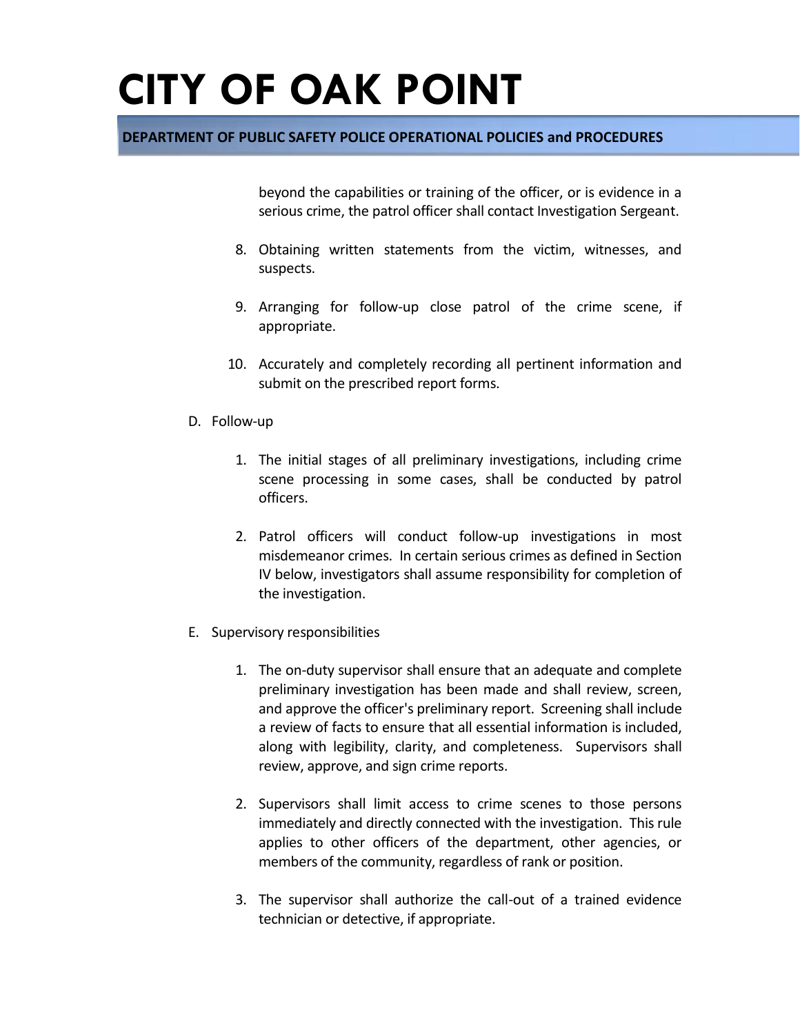beyond the capabilities or training of the officer, or is evidence in a serious crime, the patrol officer shall contact Investigation Sergeant.

8. Obtaining written statements from the victim, witnesses, and suspects.

9. Arranging for follow-up close patrol of the crime scene, if appropriate.

10. Accurately and completely recording all pertinent information and submit on the prescribed report forms.

D. Follow-up

1. The initial stages of all preliminary investigations, including crime scene processing in some cases, shall be conducted by patrol officers.

2. Patrol officers will conduct follow-up investigations in most misdemeanor crimes. In certain serious crimes as defined in Section IV below, investigators shall assume responsibility for completion of the investigation.

E. Supervisory responsibilities

1. The on-duty supervisor shall ensure that an adequate and complete preliminary investigation has been made and shall review, screen, and approve the officer's preliminary report. Screening shall include a review of facts to ensure that all essential information is included, along with legibility, clarity, and completeness. Supervisors shall review, approve, and sign crime reports.

2. Supervisors shall limit access to crime scenes to those persons immediately and directly connected with the investigation. This rule applies to other officers of the department, other agencies, or members of the community, regardless of rank or position.

3. The supervisor shall authorize the call-out of a trained evidence technician or detective, if appropriate.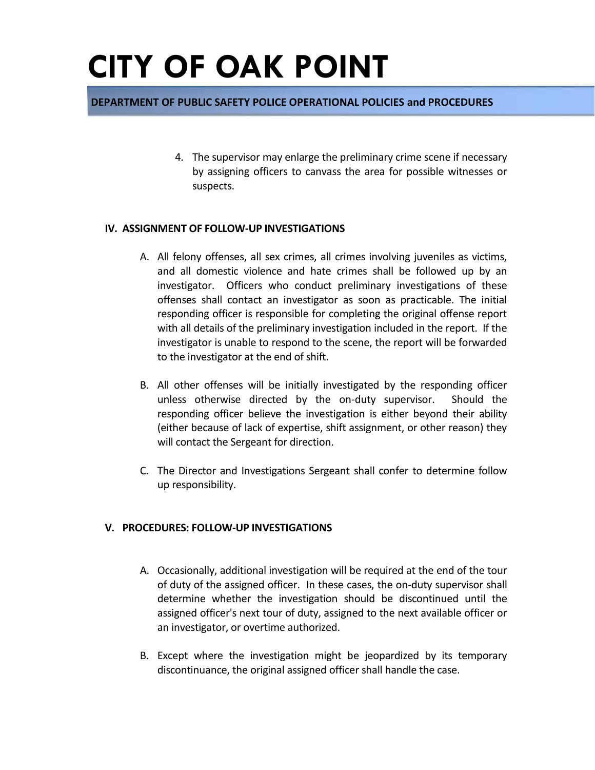4. The supervisor may enlarge the preliminary crime scene if necessary by assigning officers to canvass the area for possible witnesses or suspects.

## IV. ASSIGNMENT OF FOLLOW-UP INVESTIGATIONS

A. All felony offenses, all sex crimes, all crimes involving juveniles as victims, and all domestic violence and hate crimes shall be followed up by an investigator. Officers who conduct preliminary investigations of these offenses shall contact an investigator as soon as practicable. The initial responding officer is responsible for completing the original offense report with all details of the preliminary investigation included in the report. If the investigator is unable to respond to the scene, the report will be forwarded to the investigator at the end of shift.

B. All other offenses will be initially investigated by the responding officer unless otherwise directed by the on-duty supervisor. Should the responding officer believe the investigation is either beyond their ability (either because of lack of expertise, shift assignment, or other reason) they will contact the Sergeant for direction.

C. The Director and Investigations Sergeant shall confer to determine follow up responsibility.

## V. PROCEDURES: FOLLOW-UP INVESTIGATIONS

A. Occasionally, additional investigation will be required at the end of the tour of duty of the assigned officer. In these cases, the on-duty supervisor shall determine whether the investigation should be discontinued until the assigned officer's next tour of duty, assigned to the next available officer or an investigator, or overtime authorized.

B. Except where the investigation might be jeopardized by its temporary discontinuance, the original assigned officer shall handle the case.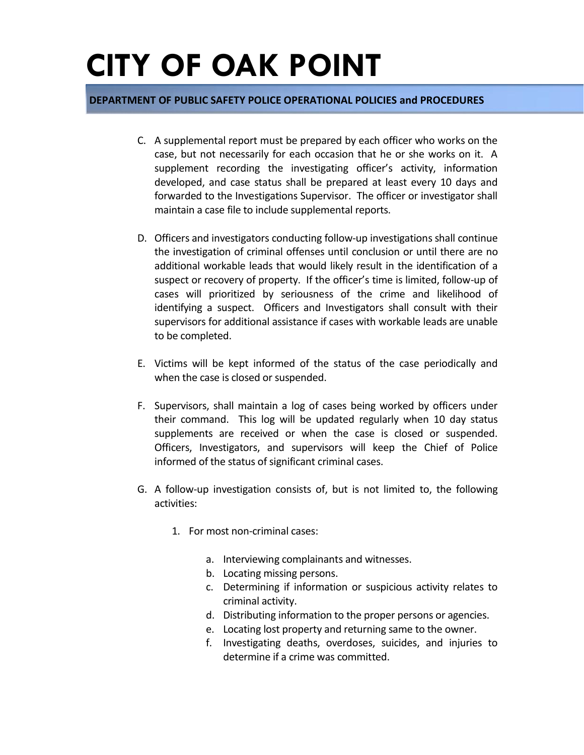C. A supplemental report must be prepared by each officer who works on the case, but not necessarily for each occasion that he or she works on it. A supplement recording the investigating officer's activity, information developed, and case status shall be prepared at least every 10 days and forwarded to the Investigations Supervisor. The officer or investigator shall maintain a case file to include supplemental reports.

D. Officers and investigators conducting follow-up investigations shall continue the investigation of criminal offenses until conclusion or until there are no additional workable leads that would likely result in the identification of a suspect or recovery of property. If the officer's time is limited, follow-up of cases will prioritized by seriousness of the crime and likelihood of identifying a suspect. Officers and Investigators shall consult with their supervisors for additional assistance if cases with workable leads are unable to be completed.

E. Victims will be kept informed of the status of the case periodically and when the case is closed or suspended.

F. Supervisors, shall maintain a log of cases being worked by officers under their command. This log will be updated regularly when 10 day status supplements are received or when the case is closed or suspended. Officers, Investigators, and supervisors will keep the Chief of Police informed of the status of significant criminal cases.

G. A follow-up investigation consists of, but is not limited to, the following activities:

   1. For most non-criminal cases:

      a. Interviewing complainants and witnesses.
      b. Locating missing persons.
      c. Determining if information or suspicious activity relates to criminal activity.
      d. Distributing information to the proper persons or agencies.
      e. Locating lost property and returning same to the owner.
      f. Investigating deaths, overdoses, suicides, and injuries to determine if a crime was committed.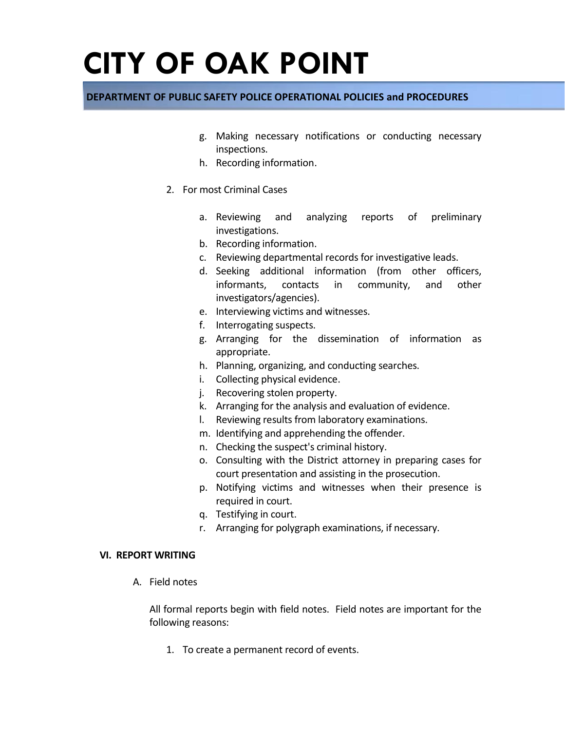g. Making necessary notifications or conducting necessary inspections.
h. Recording information.

2. For most Criminal Cases

   a. Reviewing and analyzing reports of preliminary investigations.
   b. Recording information.
   c. Reviewing departmental records for investigative leads.
   d. Seeking additional information (from other officers, informants, contacts in community, and other investigators/agencies).
   e. Interviewing victims and witnesses.
   f. Interrogating suspects.
   g. Arranging for the dissemination of information as appropriate.
   h. Planning, organizing, and conducting searches.
   i. Collecting physical evidence.
   j. Recovering stolen property.
   k. Arranging for the analysis and evaluation of evidence.
   l. Reviewing results from laboratory examinations.
   m. Identifying and apprehending the offender.
   n. Checking the suspect's criminal history.
   o. Consulting with the District attorney in preparing cases for court presentation and assisting in the prosecution.
   p. Notifying victims and witnesses when their presence is required in court.
   q. Testifying in court.
   r. Arranging for polygraph examinations, if necessary.

## VI. REPORT WRITING

A. Field notes

All formal reports begin with field notes. Field notes are important for the following reasons:

1. To create a permanent record of events.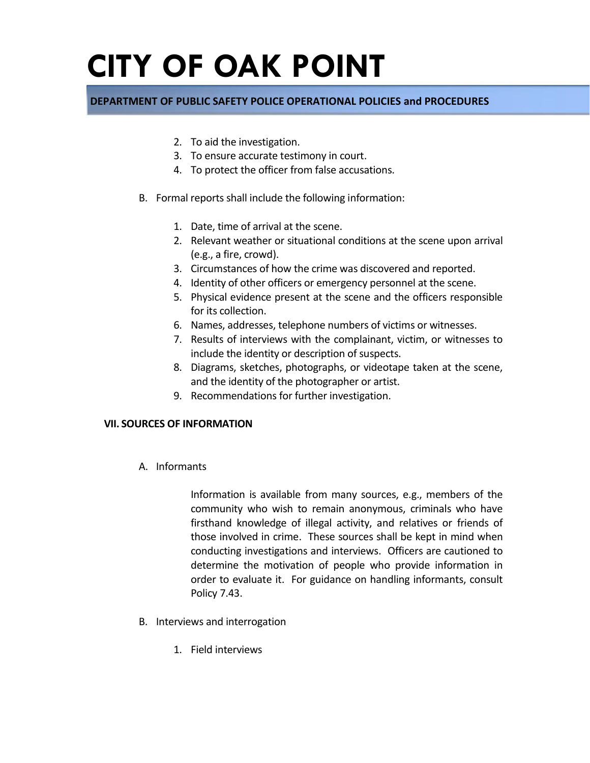2. To aid the investigation.
3. To ensure accurate testimony in court.
4. To protect the officer from false accusations.

B. Formal reports shall include the following information:

1. Date, time of arrival at the scene.
2. Relevant weather or situational conditions at the scene upon arrival (e.g., a fire, crowd).
3. Circumstances of how the crime was discovered and reported.
4. Identity of other officers or emergency personnel at the scene.
5. Physical evidence present at the scene and the officers responsible for its collection.
6. Names, addresses, telephone numbers of victims or witnesses.
7. Results of interviews with the complainant, victim, or witnesses to include the identity or description of suspects.
8. Diagrams, sketches, photographs, or videotape taken at the scene, and the identity of the photographer or artist.
9. Recommendations for further investigation.

## VII. SOURCES OF INFORMATION

A. Informants

Information is available from many sources, e.g., members of the community who wish to remain anonymous, criminals who have firsthand knowledge of illegal activity, and relatives or friends of those involved in crime. These sources shall be kept in mind when conducting investigations and interviews. Officers are cautioned to determine the motivation of people who provide information in order to evaluate it. For guidance on handling informants, consult Policy 7.43.

B. Interviews and interrogation

1. Field interviews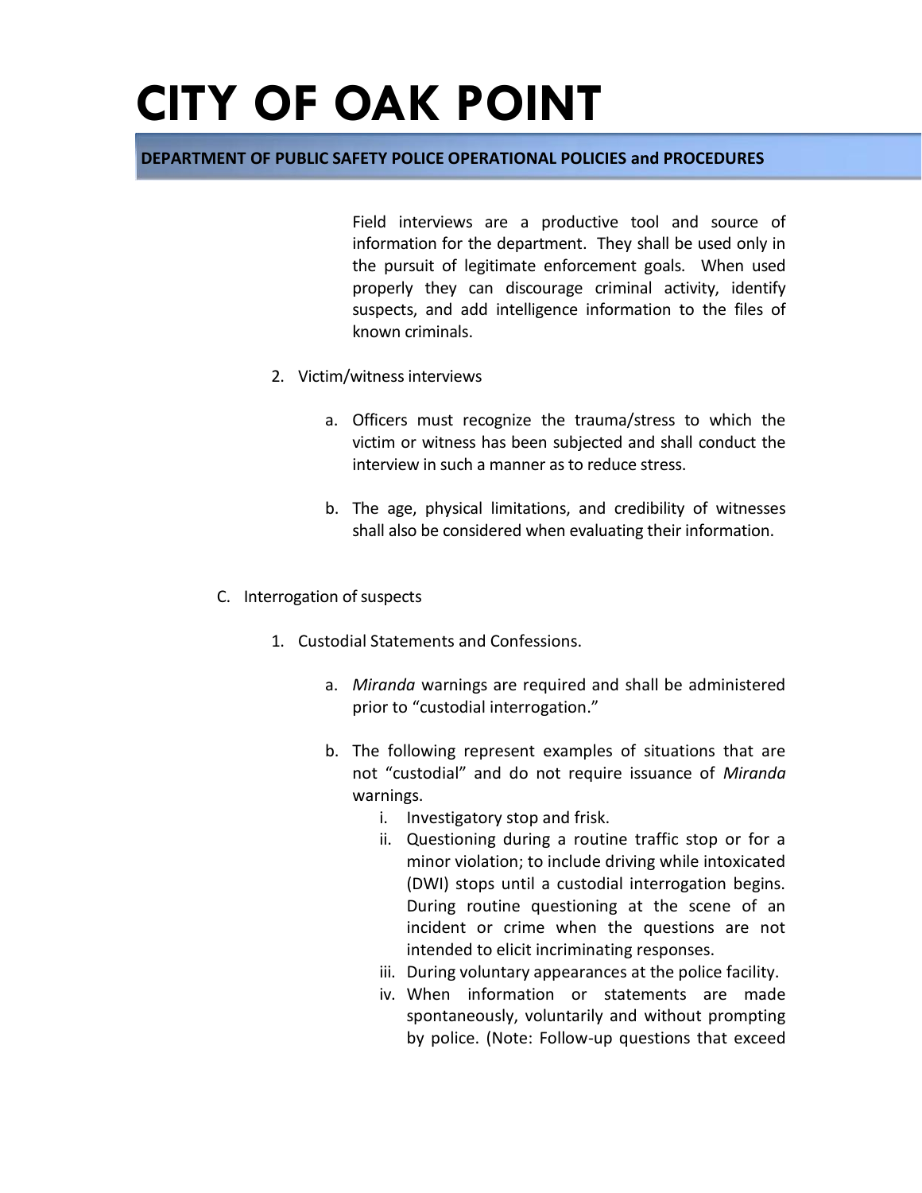Field interviews are a productive tool and source of information for the department. They shall be used only in the pursuit of legitimate enforcement goals. When used properly they can discourage criminal activity, identify suspects, and add intelligence information to the files of known criminals.

2. Victim/witness interviews

    a. Officers must recognize the trauma/stress to which the victim or witness has been subjected and shall conduct the interview in such a manner as to reduce stress.

    b. The age, physical limitations, and credibility of witnesses shall also be considered when evaluating their information.

C. Interrogation of suspects

1. Custodial Statements and Confessions.

    a. *Miranda* warnings are required and shall be administered prior to "custodial interrogation."

    b. The following represent examples of situations that are not "custodial" and do not require issuance of *Miranda* warnings.
        i. Investigatory stop and frisk.
        ii. Questioning during a routine traffic stop or for a minor violation; to include driving while intoxicated (DWI) stops until a custodial interrogation begins. During routine questioning at the scene of an incident or crime when the questions are not intended to elicit incriminating responses.
        iii. During voluntary appearances at the police facility.
        iv. When information or statements are made spontaneously, voluntarily and without prompting by police. (Note: Follow-up questions that exceed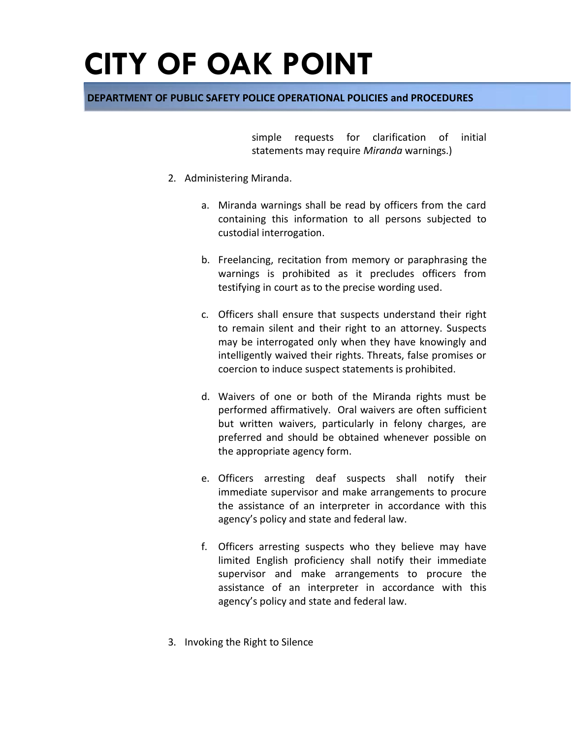simple requests for clarification of initial statements may require *Miranda* warnings.)

2. Administering Miranda.

   a. Miranda warnings shall be read by officers from the card containing this information to all persons subjected to custodial interrogation.

   b. Freelancing, recitation from memory or paraphrasing the warnings is prohibited as it precludes officers from testifying in court as to the precise wording used.

   c. Officers shall ensure that suspects understand their right to remain silent and their right to an attorney. Suspects may be interrogated only when they have knowingly and intelligently waived their rights. Threats, false promises or coercion to induce suspect statements is prohibited.

   d. Waivers of one or both of the Miranda rights must be performed affirmatively. Oral waivers are often sufficient but written waivers, particularly in felony charges, are preferred and should be obtained whenever possible on the appropriate agency form.

   e. Officers arresting deaf suspects shall notify their immediate supervisor and make arrangements to procure the assistance of an interpreter in accordance with this agency's policy and state and federal law.

   f. Officers arresting suspects who they believe may have limited English proficiency shall notify their immediate supervisor and make arrangements to procure the assistance of an interpreter in accordance with this agency's policy and state and federal law.

3. Invoking the Right to Silence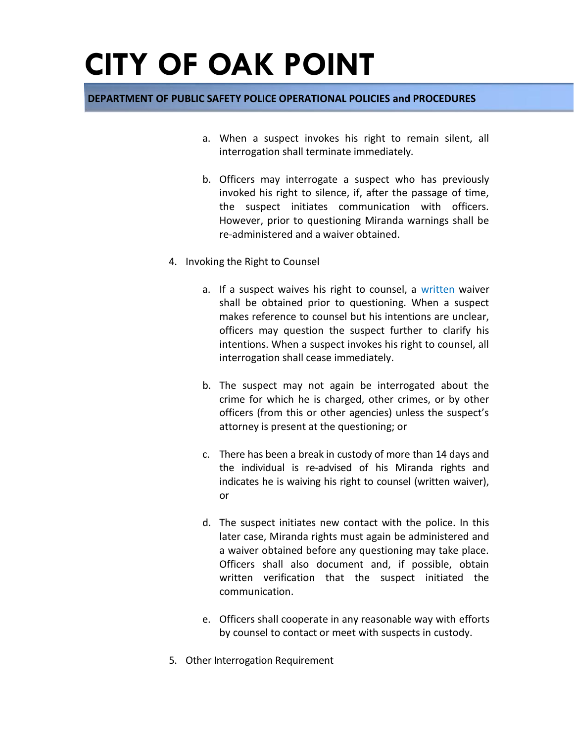a. When a suspect invokes his right to remain silent, all interrogation shall terminate immediately.

b. Officers may interrogate a suspect who has previously invoked his right to silence, if, after the passage of time, the suspect initiates communication with officers. However, prior to questioning Miranda warnings shall be re-administered and a waiver obtained.

4. Invoking the Right to Counsel

a. If a suspect waives his right to counsel, a written waiver shall be obtained prior to questioning. When a suspect makes reference to counsel but his intentions are unclear, officers may question the suspect further to clarify his intentions. When a suspect invokes his right to counsel, all interrogation shall cease immediately.

b. The suspect may not again be interrogated about the crime for which he is charged, other crimes, or by other officers (from this or other agencies) unless the suspect's attorney is present at the questioning; or

c. There has been a break in custody of more than 14 days and the individual is re-advised of his Miranda rights and indicates he is waiving his right to counsel (written waiver), or

d. The suspect initiates new contact with the police. In this later case, Miranda rights must again be administered and a waiver obtained before any questioning may take place. Officers shall also document and, if possible, obtain written verification that the suspect initiated the communication.

e. Officers shall cooperate in any reasonable way with efforts by counsel to contact or meet with suspects in custody.

5. Other Interrogation Requirement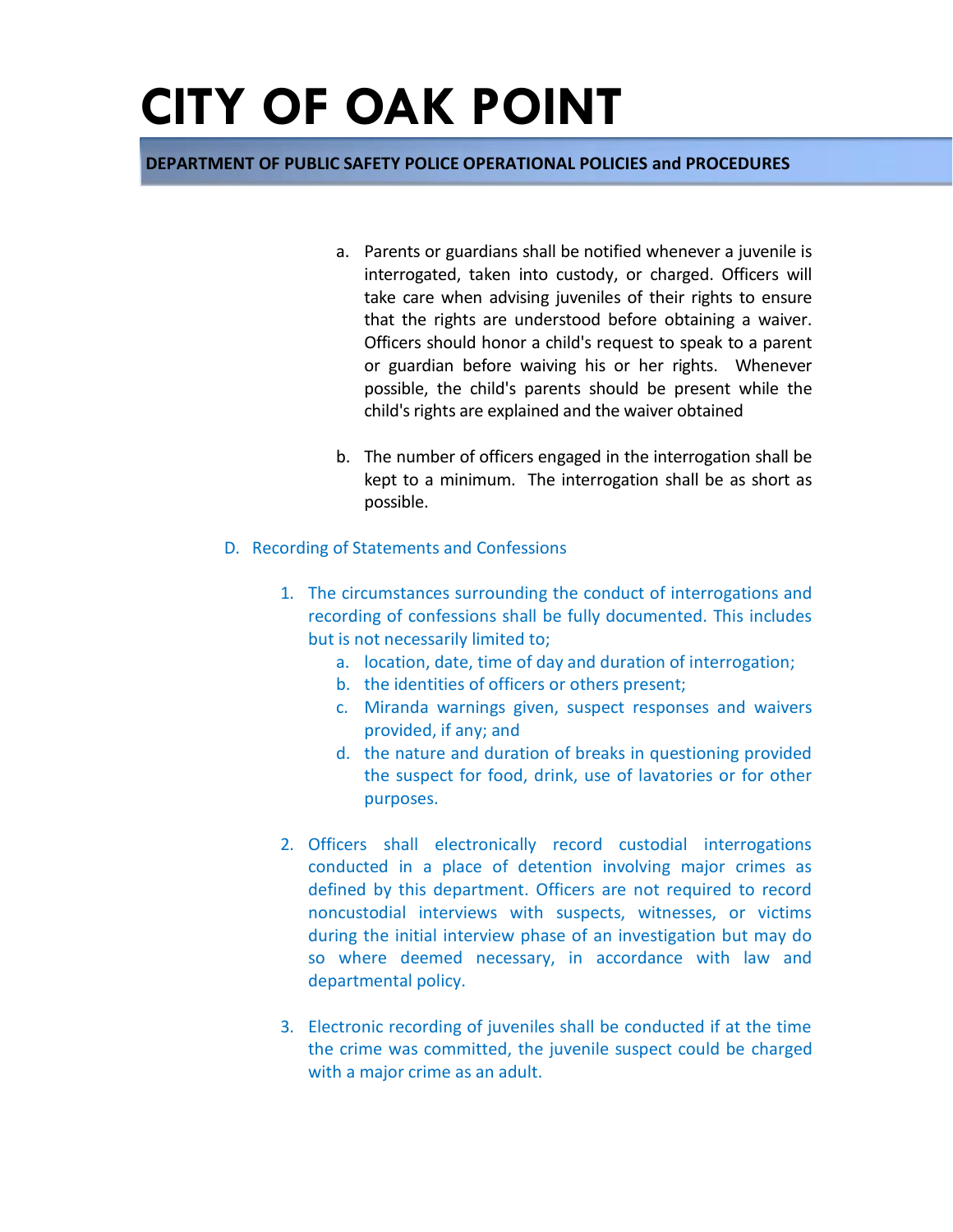a. Parents or guardians shall be notified whenever a juvenile is interrogated, taken into custody, or charged. Officers will take care when advising juveniles of their rights to ensure that the rights are understood before obtaining a waiver. Officers should honor a child's request to speak to a parent or guardian before waiving his or her rights. Whenever possible, the child's parents should be present while the child's rights are explained and the waiver obtained

b. The number of officers engaged in the interrogation shall be kept to a minimum. The interrogation shall be as short as possible.

D. Recording of Statements and Confessions

1. The circumstances surrounding the conduct of interrogations and recording of confessions shall be fully documented. This includes but is not necessarily limited to;
   a. location, date, time of day and duration of interrogation;
   b. the identities of officers or others present;
   c. Miranda warnings given, suspect responses and waivers provided, if any; and
   d. the nature and duration of breaks in questioning provided the suspect for food, drink, use of lavatories or for other purposes.

2. Officers shall electronically record custodial interrogations conducted in a place of detention involving major crimes as defined by this department. Officers are not required to record noncustodial interviews with suspects, witnesses, or victims during the initial interview phase of an investigation but may do so where deemed necessary, in accordance with law and departmental policy.

3. Electronic recording of juveniles shall be conducted if at the time the crime was committed, the juvenile suspect could be charged with a major crime as an adult.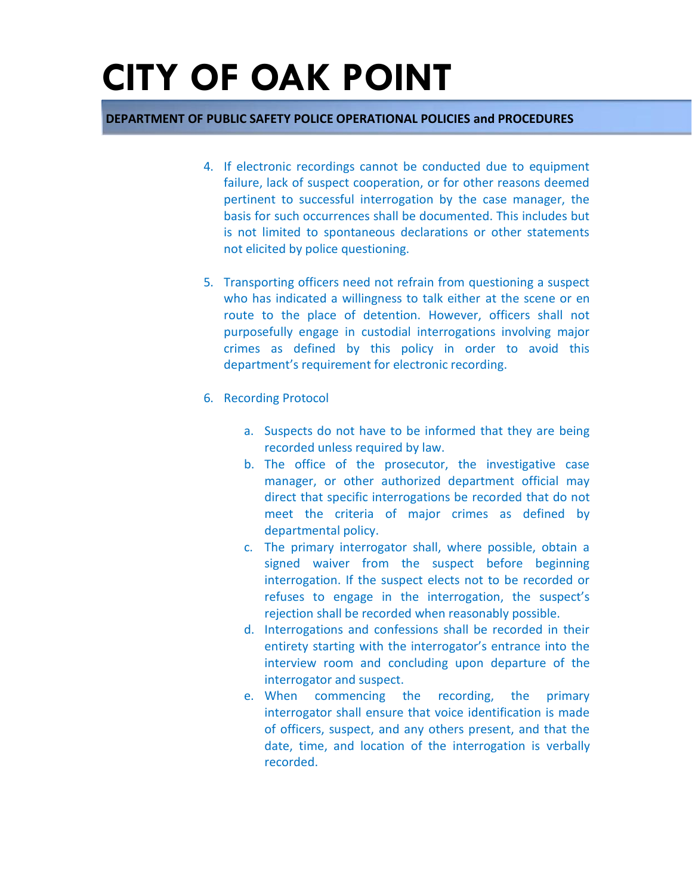4. If electronic recordings cannot be conducted due to equipment failure, lack of suspect cooperation, or for other reasons deemed pertinent to successful interrogation by the case manager, the basis for such occurrences shall be documented. This includes but is not limited to spontaneous declarations or other statements not elicited by police questioning.

5. Transporting officers need not refrain from questioning a suspect who has indicated a willingness to talk either at the scene or en route to the place of detention. However, officers shall not purposefully engage in custodial interrogations involving major crimes as defined by this policy in order to avoid this department's requirement for electronic recording.

6. Recording Protocol

   a. Suspects do not have to be informed that they are being recorded unless required by law.
   b. The office of the prosecutor, the investigative case manager, or other authorized department official may direct that specific interrogations be recorded that do not meet the criteria of major crimes as defined by departmental policy.
   c. The primary interrogator shall, where possible, obtain a signed waiver from the suspect before beginning interrogation. If the suspect elects not to be recorded or refuses to engage in the interrogation, the suspect's rejection shall be recorded when reasonably possible.
   d. Interrogations and confessions shall be recorded in their entirety starting with the interrogator's entrance into the interview room and concluding upon departure of the interrogator and suspect.
   e. When commencing the recording, the primary interrogator shall ensure that voice identification is made of officers, suspect, and any others present, and that the date, time, and location of the interrogation is verbally recorded.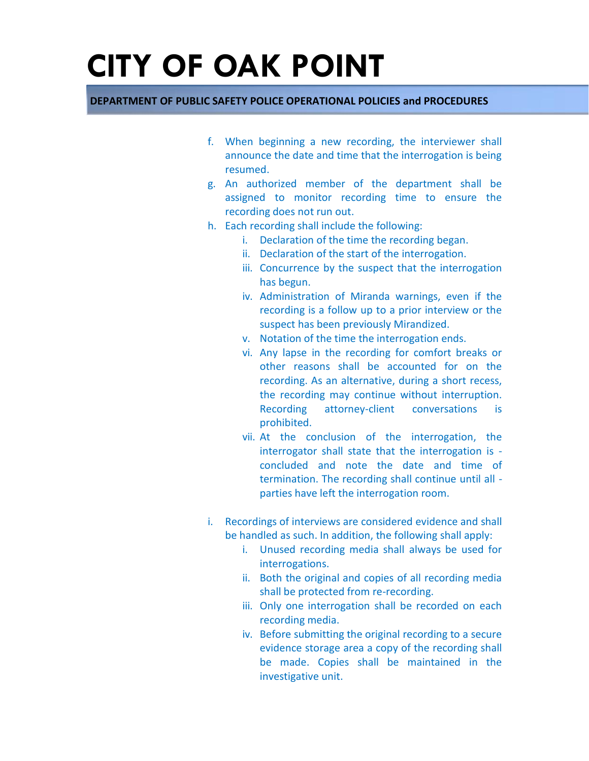f. When beginning a new recording, the interviewer shall announce the date and time that the interrogation is being resumed.

g. An authorized member of the department shall be assigned to monitor recording time to ensure the recording does not run out.

h. Each recording shall include the following:
   - i. Declaration of the time the recording began.
   - ii. Declaration of the start of the interrogation.
   - iii. Concurrence by the suspect that the interrogation has begun.
   - iv. Administration of Miranda warnings, even if the recording is a follow up to a prior interview or the suspect has been previously Mirandized.
   - v. Notation of the time the interrogation ends.
   - vi. Any lapse in the recording for comfort breaks or other reasons shall be accounted for on the recording. As an alternative, during a short recess, the recording may continue without interruption. Recording attorney-client conversations is prohibited.
   - vii. At the conclusion of the interrogation, the interrogator shall state that the interrogation is -concluded and note the date and time of termination. The recording shall continue until all -parties have left the interrogation room.

i. Recordings of interviews are considered evidence and shall be handled as such. In addition, the following shall apply:
   - i. Unused recording media shall always be used for interrogations.
   - ii. Both the original and copies of all recording media shall be protected from re-recording.
   - iii. Only one interrogation shall be recorded on each recording media.
   - iv. Before submitting the original recording to a secure evidence storage area a copy of the recording shall be made. Copies shall be maintained in the investigative unit.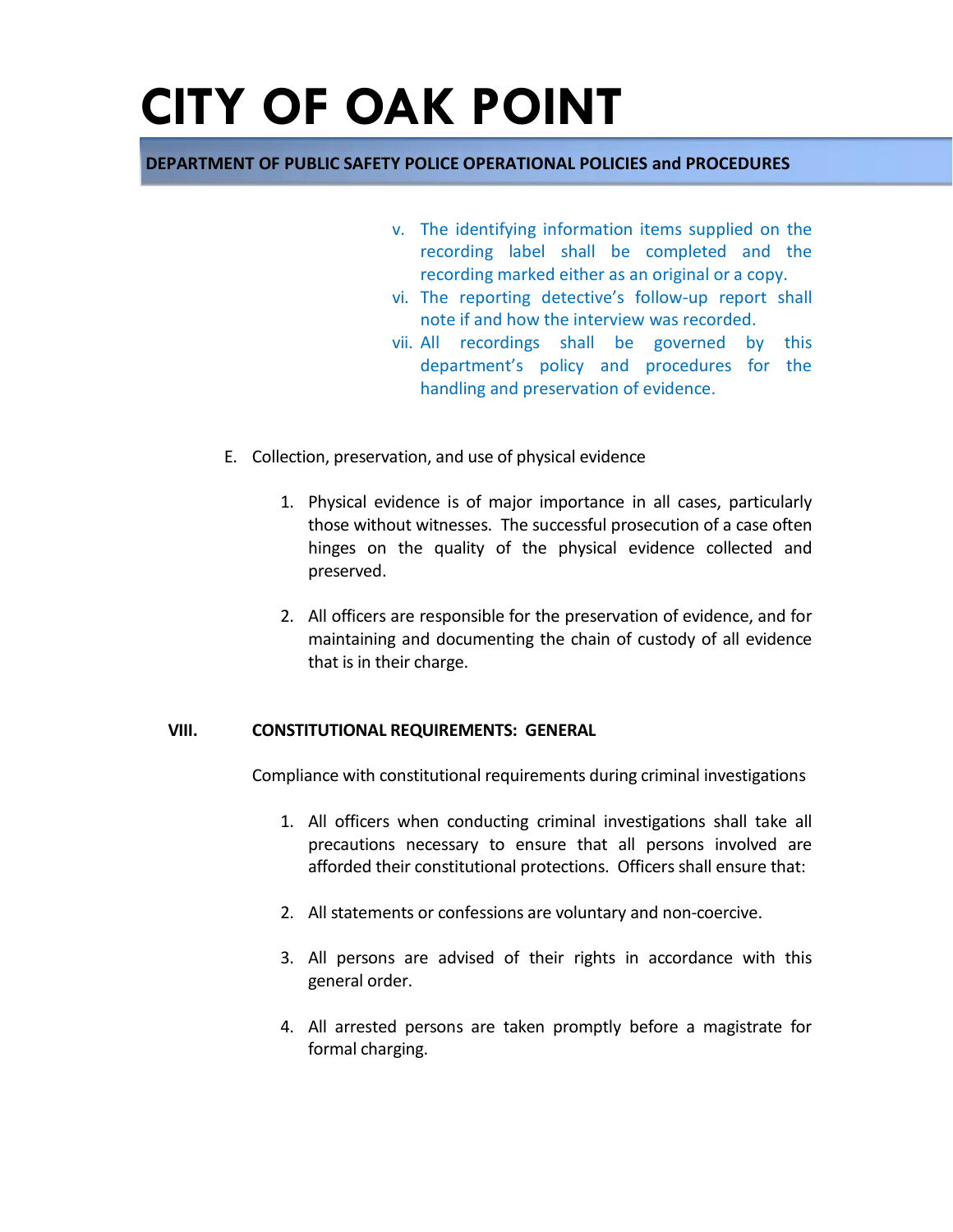v. The identifying information items supplied on the recording label shall be completed and the recording marked either as an original or a copy.
vi. The reporting detective's follow-up report shall note if and how the interview was recorded.
vii. All recordings shall be governed by this department's policy and procedures for the handling and preservation of evidence.

E. Collection, preservation, and use of physical evidence

1. Physical evidence is of major importance in all cases, particularly those without witnesses. The successful prosecution of a case often hinges on the quality of the physical evidence collected and preserved.

2. All officers are responsible for the preservation of evidence, and for maintaining and documenting the chain of custody of all evidence that is in their charge.

## VIII. CONSTITUTIONAL REQUIREMENTS: GENERAL

Compliance with constitutional requirements during criminal investigations

1. All officers when conducting criminal investigations shall take all precautions necessary to ensure that all persons involved are afforded their constitutional protections. Officers shall ensure that:

2. All statements or confessions are voluntary and non-coercive.

3. All persons are advised of their rights in accordance with this general order.

4. All arrested persons are taken promptly before a magistrate for formal charging.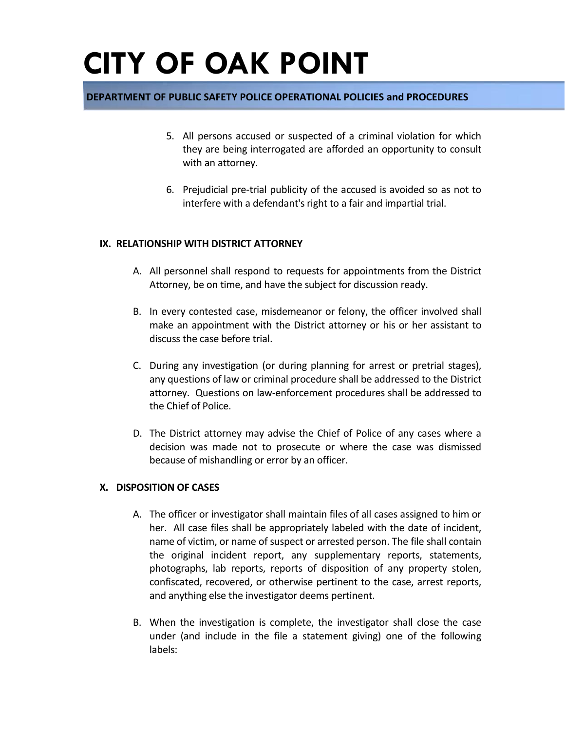5. All persons accused or suspected of a criminal violation for which they are being interrogated are afforded an opportunity to consult with an attorney.

6. Prejudicial pre-trial publicity of the accused is avoided so as not to interfere with a defendant's right to a fair and impartial trial.

## IX. RELATIONSHIP WITH DISTRICT ATTORNEY

A. All personnel shall respond to requests for appointments from the District Attorney, be on time, and have the subject for discussion ready.

B. In every contested case, misdemeanor or felony, the officer involved shall make an appointment with the District attorney or his or her assistant to discuss the case before trial.

C. During any investigation (or during planning for arrest or pretrial stages), any questions of law or criminal procedure shall be addressed to the District attorney. Questions on law-enforcement procedures shall be addressed to the Chief of Police.

D. The District attorney may advise the Chief of Police of any cases where a decision was made not to prosecute or where the case was dismissed because of mishandling or error by an officer.

## X. DISPOSITION OF CASES

A. The officer or investigator shall maintain files of all cases assigned to him or her. All case files shall be appropriately labeled with the date of incident, name of victim, or name of suspect or arrested person. The file shall contain the original incident report, any supplementary reports, statements, photographs, lab reports, reports of disposition of any property stolen, confiscated, recovered, or otherwise pertinent to the case, arrest reports, and anything else the investigator deems pertinent.

B. When the investigation is complete, the investigator shall close the case under (and include in the file a statement giving) one of the following labels: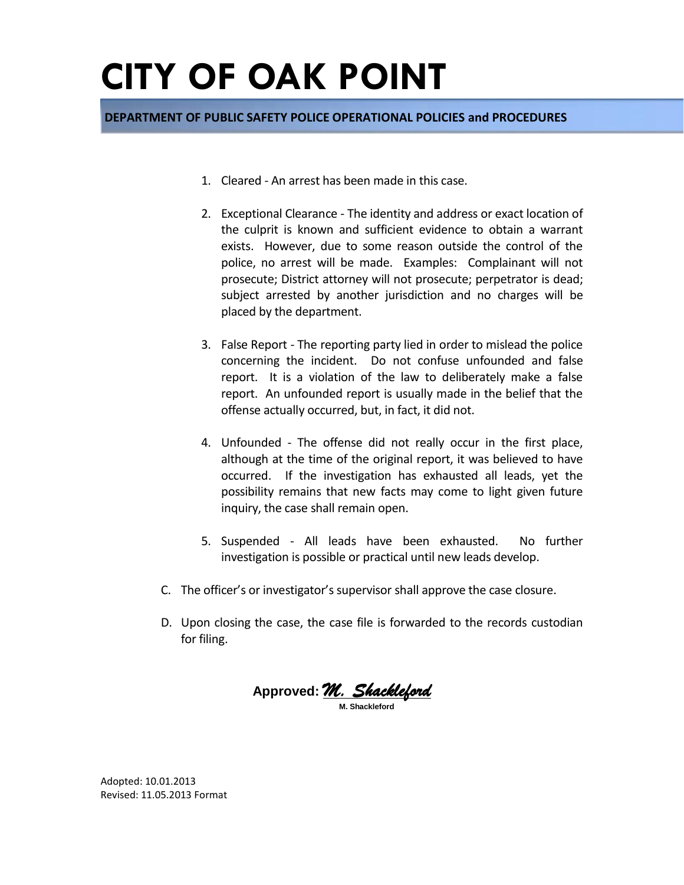1. Cleared - An arrest has been made in this case.

2. Exceptional Clearance - The identity and address or exact location of the culprit is known and sufficient evidence to obtain a warrant exists. However, due to some reason outside the control of the police, no arrest will be made. Examples: Complainant will not prosecute; District attorney will not prosecute; perpetrator is dead; subject arrested by another jurisdiction and no charges will be placed by the department.

3. False Report - The reporting party lied in order to mislead the police concerning the incident. Do not confuse unfounded and false report. It is a violation of the law to deliberately make a false report. An unfounded report is usually made in the belief that the offense actually occurred, but, in fact, it did not.

4. Unfounded - The offense did not really occur in the first place, although at the time of the original report, it was believed to have occurred. If the investigation has exhausted all leads, yet the possibility remains that new facts may come to light given future inquiry, the case shall remain open.

5. Suspended - All leads have been exhausted. No further investigation is possible or practical until new leads develop.

C. The officer's or investigator's supervisor shall approve the case closure.

D. Upon closing the case, the case file is forwarded to the records custodian for filing.

**Approved:** *M. Shackleford*

**M. Shackleford**

Adopted: 10.01.2013
Revised: 11.05.2013 Format